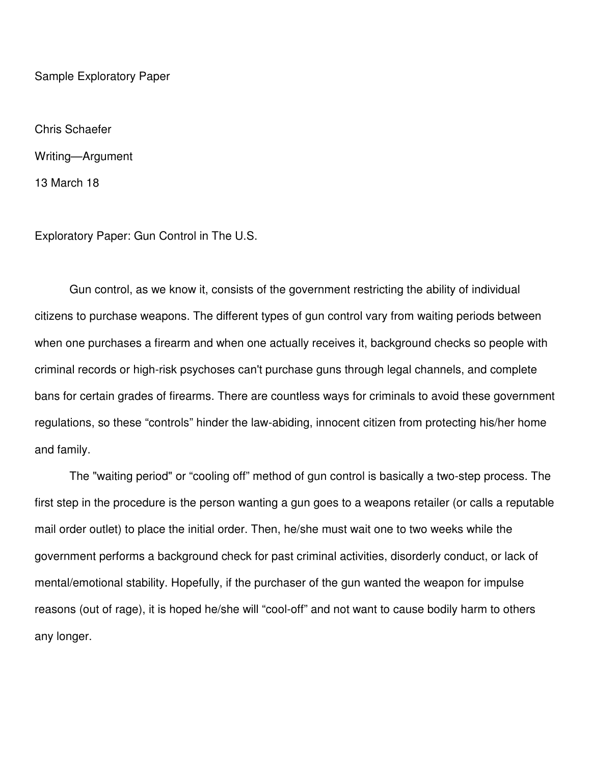Sample Exploratory Paper

Chris Schaefer

Writing—Argument

13 March 18

# Exploratory Paper: Gun Control in The U.S.

Gun control, as we know it, consists of the government restricting the ability of individual citizens to purchase weapons. The different types of gun control vary from waiting periods between when one purchases a firearm and when one actually receives it, background checks so people with criminal records or high-risk psychoses can't purchase guns through legal channels, and complete bans for certain grades of firearms. There are countless ways for criminals to avoid these government regulations, so these "controls" hinder the law-abiding, innocent citizen from protecting his/her home and family.

The "waiting period" or "cooling off" method of gun control is basically a two-step process. The first step in the procedure is the person wanting a gun goes to a weapons retailer (or calls a reputable mail order outlet) to place the initial order. Then, he/she must wait one to two weeks while the government performs a background check for past criminal activities, disorderly conduct, or lack of mental/emotional stability. Hopefully, if the purchaser of the gun wanted the weapon for impulse reasons (out of rage), it is hoped he/she will "cool-off" and not want to cause bodily harm to others any longer.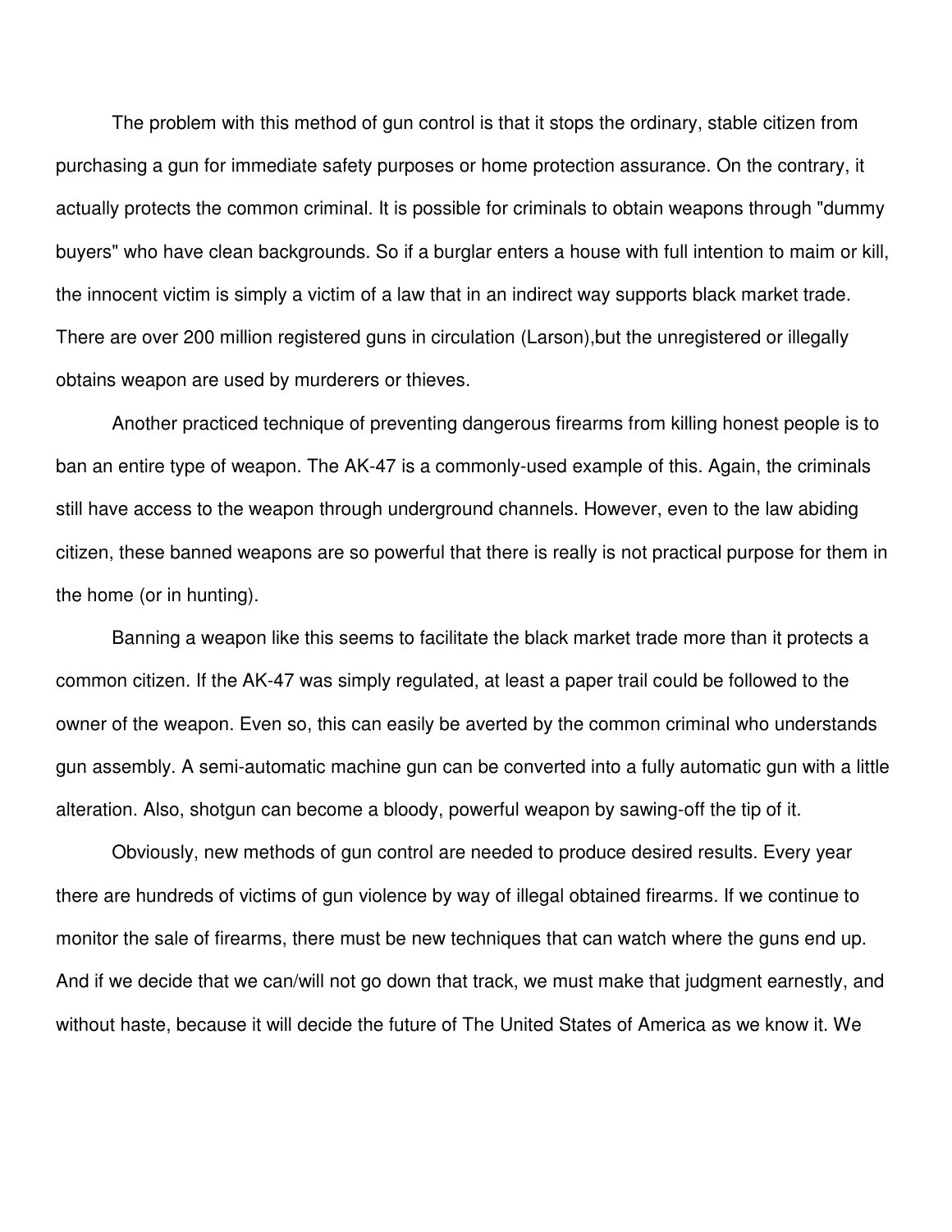The problem with this method of gun control is that it stops the ordinary, stable citizen from purchasing a gun for immediate safety purposes or home protection assurance. On the contrary, it actually protects the common criminal. It is possible for criminals to obtain weapons through "dummy buyers" who have clean backgrounds. So if a burglar enters a house with full intention to maim or kill, the innocent victim is simply a victim of a law that in an indirect way supports black market trade. There are over 200 million registered guns in circulation (Larson),but the unregistered or illegally obtains weapon are used by murderers or thieves.

Another practiced technique of preventing dangerous firearms from killing honest people is to ban an entire type of weapon. The AK-47 is a commonly-used example of this. Again, the criminals still have access to the weapon through underground channels. However, even to the law abiding citizen, these banned weapons are so powerful that there is really is not practical purpose for them in the home (or in hunting).

Banning a weapon like this seems to facilitate the black market trade more than it protects a common citizen. If the AK-47 was simply regulated, at least a paper trail could be followed to the owner of the weapon. Even so, this can easily be averted by the common criminal who understands gun assembly. A semi-automatic machine gun can be converted into a fully automatic gun with a little alteration. Also, shotgun can become a bloody, powerful weapon by sawing-off the tip of it.

Obviously, new methods of gun control are needed to produce desired results. Every year there are hundreds of victims of gun violence by way of illegal obtained firearms. If we continue to monitor the sale of firearms, there must be new techniques that can watch where the guns end up. And if we decide that we can/will not go down that track, we must make that judgment earnestly, and without haste, because it will decide the future of The United States of America as we know it. We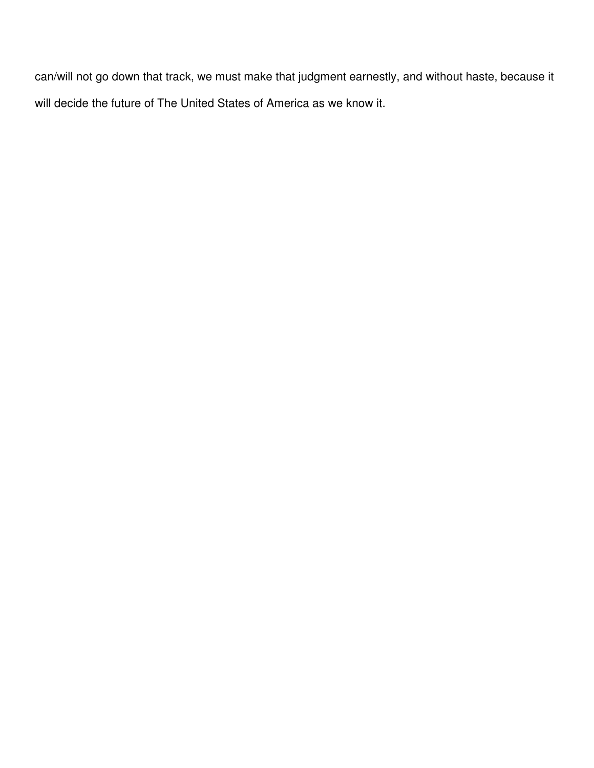can/will not go down that track, we must make that judgment earnestly, and without haste, because it will decide the future of The United States of America as we know it.